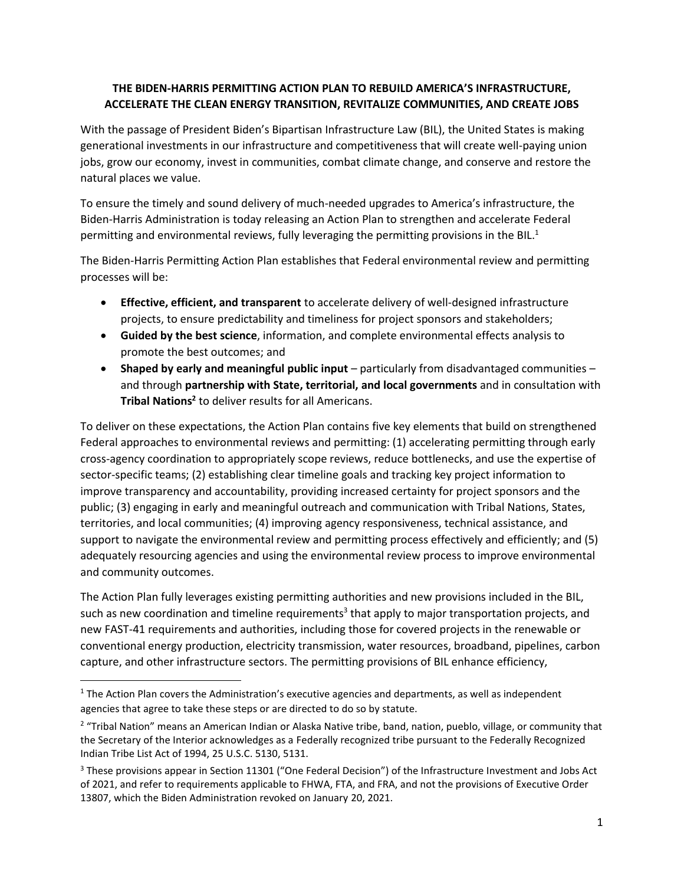# THE BIDEN-HARRIS PERMITTING ACTION PLAN TO REBUILD AMERICA'S INFRASTRUCTURE, ACCELERATE THE CLEAN ENERGY TRANSITION, REVITALIZE COMMUNITIES, AND CREATE JOBS

With the passage of President Biden's Bipartisan Infrastructure Law (BIL), the United States is making generational investments in our infrastructure and competitiveness that will create well-paying union jobs, grow our economy, invest in communities, combat climate change, and conserve and restore the natural places we value.

To ensure the timely and sound delivery of much-needed upgrades to America's infrastructure, the Biden-Harris Administration is today releasing an Action Plan to strengthen and accelerate Federal permitting and environmental reviews, fully leveraging the permitting provisions in the BIL.[1]

The Biden-Harris Permitting Action Plan establishes that Federal environmental review and permitting processes will be:

- **Effective, efficient, and transparent** to accelerate delivery of well-designed infrastructure projects, to ensure predictability and timeliness for project sponsors and stakeholders;
- **Guided by the best science**, information, and complete environmental effects analysis to promote the best outcomes; and
- **Shaped by early and meaningful public input** – particularly from disadvantaged communities – and through **partnership with State, territorial, and local governments** and in consultation with **Tribal Nations**[2] to deliver results for all Americans.

To deliver on these expectations, the Action Plan contains five key elements that build on strengthened Federal approaches to environmental reviews and permitting: (1) accelerating permitting through early cross-agency coordination to appropriately scope reviews, reduce bottlenecks, and use the expertise of sector-specific teams; (2) establishing clear timeline goals and tracking key project information to improve transparency and accountability, providing increased certainty for project sponsors and the public; (3) engaging in early and meaningful outreach and communication with Tribal Nations, States, territories, and local communities; (4) improving agency responsiveness, technical assistance, and support to navigate the environmental review and permitting process effectively and efficiently; and (5) adequately resourcing agencies and using the environmental review process to improve environmental and community outcomes.

The Action Plan fully leverages existing permitting authorities and new provisions included in the BIL, such as new coordination and timeline requirements[3] that apply to major transportation projects, and new FAST-41 requirements and authorities, including those for covered projects in the renewable or conventional energy production, electricity transmission, water resources, broadband, pipelines, carbon capture, and other infrastructure sectors. The permitting provisions of BIL enhance efficiency,

---

[1] The Action Plan covers the Administration's executive agencies and departments, as well as independent agencies that agree to take these steps or are directed to do so by statute.

[2] "Tribal Nation" means an American Indian or Alaska Native tribe, band, nation, pueblo, village, or community that the Secretary of the Interior acknowledges as a Federally recognized tribe pursuant to the Federally Recognized Indian Tribe List Act of 1994, 25 U.S.C. 5130, 5131.

[3] These provisions appear in Section 11301 ("One Federal Decision") of the Infrastructure Investment and Jobs Act of 2021, and refer to requirements applicable to FHWA, FTA, and FRA, and not the provisions of Executive Order 13807, which the Biden Administration revoked on January 20, 2021.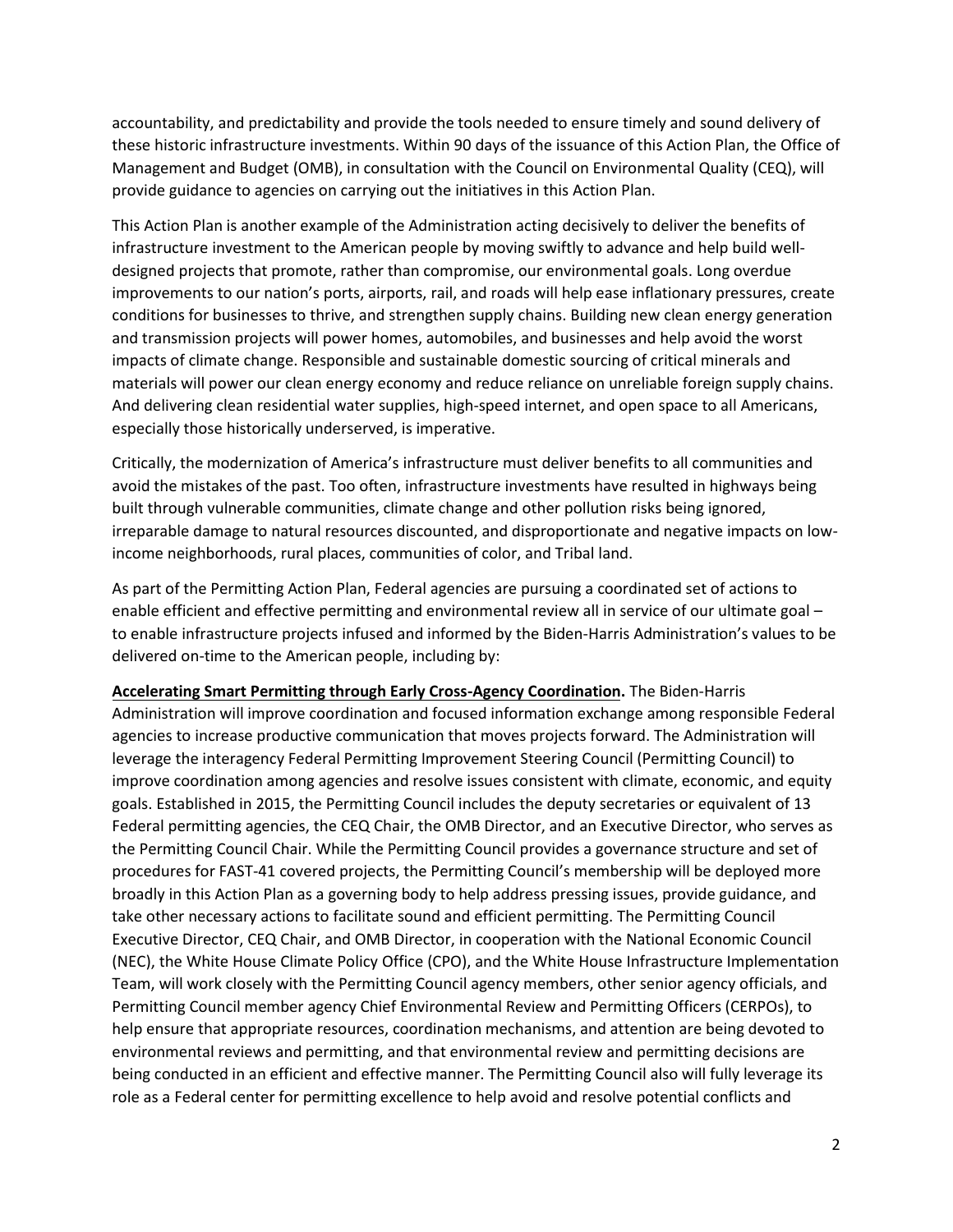accountability, and predictability and provide the tools needed to ensure timely and sound delivery of these historic infrastructure investments. Within 90 days of the issuance of this Action Plan, the Office of Management and Budget (OMB), in consultation with the Council on Environmental Quality (CEQ), will provide guidance to agencies on carrying out the initiatives in this Action Plan.

This Action Plan is another example of the Administration acting decisively to deliver the benefits of infrastructure investment to the American people by moving swiftly to advance and help build well-designed projects that promote, rather than compromise, our environmental goals. Long overdue improvements to our nation's ports, airports, rail, and roads will help ease inflationary pressures, create conditions for businesses to thrive, and strengthen supply chains. Building new clean energy generation and transmission projects will power homes, automobiles, and businesses and help avoid the worst impacts of climate change. Responsible and sustainable domestic sourcing of critical minerals and materials will power our clean energy economy and reduce reliance on unreliable foreign supply chains. And delivering clean residential water supplies, high-speed internet, and open space to all Americans, especially those historically underserved, is imperative.

Critically, the modernization of America's infrastructure must deliver benefits to all communities and avoid the mistakes of the past. Too often, infrastructure investments have resulted in highways being built through vulnerable communities, climate change and other pollution risks being ignored, irreparable damage to natural resources discounted, and disproportionate and negative impacts on low-income neighborhoods, rural places, communities of color, and Tribal land.

As part of the Permitting Action Plan, Federal agencies are pursuing a coordinated set of actions to enable efficient and effective permitting and environmental review all in service of our ultimate goal – to enable infrastructure projects infused and informed by the Biden-Harris Administration's values to be delivered on-time to the American people, including by:

**Accelerating Smart Permitting through Early Cross-Agency Coordination.** The Biden-Harris Administration will improve coordination and focused information exchange among responsible Federal agencies to increase productive communication that moves projects forward. The Administration will leverage the interagency Federal Permitting Improvement Steering Council (Permitting Council) to improve coordination among agencies and resolve issues consistent with climate, economic, and equity goals. Established in 2015, the Permitting Council includes the deputy secretaries or equivalent of 13 Federal permitting agencies, the CEQ Chair, the OMB Director, and an Executive Director, who serves as the Permitting Council Chair. While the Permitting Council provides a governance structure and set of procedures for FAST-41 covered projects, the Permitting Council's membership will be deployed more broadly in this Action Plan as a governing body to help address pressing issues, provide guidance, and take other necessary actions to facilitate sound and efficient permitting. The Permitting Council Executive Director, CEQ Chair, and OMB Director, in cooperation with the National Economic Council (NEC), the White House Climate Policy Office (CPO), and the White House Infrastructure Implementation Team, will work closely with the Permitting Council agency members, other senior agency officials, and Permitting Council member agency Chief Environmental Review and Permitting Officers (CERPOs), to help ensure that appropriate resources, coordination mechanisms, and attention are being devoted to environmental reviews and permitting, and that environmental review and permitting decisions are being conducted in an efficient and effective manner. The Permitting Council also will fully leverage its role as a Federal center for permitting excellence to help avoid and resolve potential conflicts and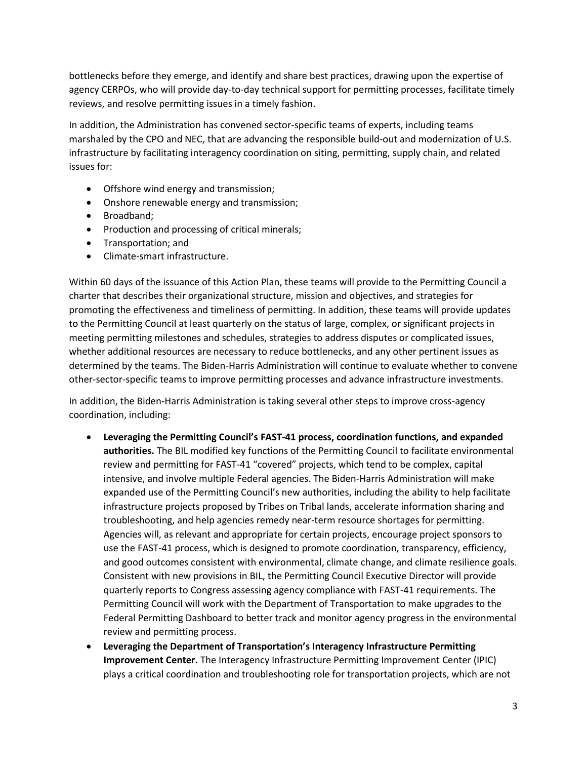bottlenecks before they emerge, and identify and share best practices, drawing upon the expertise of agency CERPOs, who will provide day-to-day technical support for permitting processes, facilitate timely reviews, and resolve permitting issues in a timely fashion.

In addition, the Administration has convened sector-specific teams of experts, including teams marshaled by the CPO and NEC, that are advancing the responsible build-out and modernization of U.S. infrastructure by facilitating interagency coordination on siting, permitting, supply chain, and related issues for:

- Offshore wind energy and transmission;
- Onshore renewable energy and transmission;
- Broadband;
- Production and processing of critical minerals;
- Transportation; and
- Climate-smart infrastructure.

Within 60 days of the issuance of this Action Plan, these teams will provide to the Permitting Council a charter that describes their organizational structure, mission and objectives, and strategies for promoting the effectiveness and timeliness of permitting. In addition, these teams will provide updates to the Permitting Council at least quarterly on the status of large, complex, or significant projects in meeting permitting milestones and schedules, strategies to address disputes or complicated issues, whether additional resources are necessary to reduce bottlenecks, and any other pertinent issues as determined by the teams. The Biden-Harris Administration will continue to evaluate whether to convene other-sector-specific teams to improve permitting processes and advance infrastructure investments.

In addition, the Biden-Harris Administration is taking several other steps to improve cross-agency coordination, including:

- **Leveraging the Permitting Council's FAST-41 process, coordination functions, and expanded authorities.** The BIL modified key functions of the Permitting Council to facilitate environmental review and permitting for FAST-41 "covered" projects, which tend to be complex, capital intensive, and involve multiple Federal agencies. The Biden-Harris Administration will make expanded use of the Permitting Council's new authorities, including the ability to help facilitate infrastructure projects proposed by Tribes on Tribal lands, accelerate information sharing and troubleshooting, and help agencies remedy near-term resource shortages for permitting. Agencies will, as relevant and appropriate for certain projects, encourage project sponsors to use the FAST-41 process, which is designed to promote coordination, transparency, efficiency, and good outcomes consistent with environmental, climate change, and climate resilience goals. Consistent with new provisions in BIL, the Permitting Council Executive Director will provide quarterly reports to Congress assessing agency compliance with FAST-41 requirements. The Permitting Council will work with the Department of Transportation to make upgrades to the Federal Permitting Dashboard to better track and monitor agency progress in the environmental review and permitting process.
- **Leveraging the Department of Transportation's Interagency Infrastructure Permitting Improvement Center.** The Interagency Infrastructure Permitting Improvement Center (IPIC) plays a critical coordination and troubleshooting role for transportation projects, which are not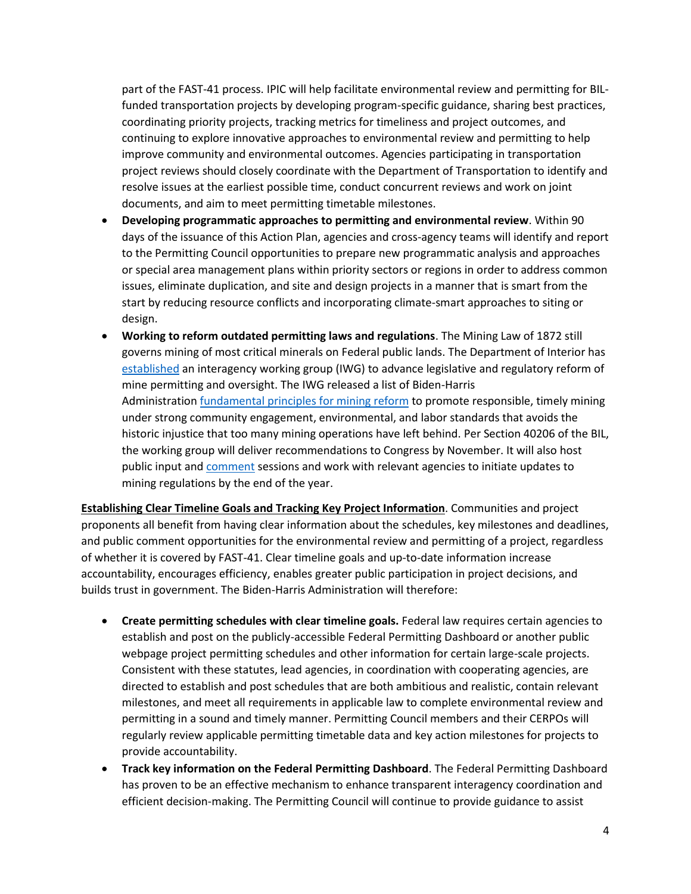part of the FAST-41 process. IPIC will help facilitate environmental review and permitting for BIL-funded transportation projects by developing program-specific guidance, sharing best practices, coordinating priority projects, tracking metrics for timeliness and project outcomes, and continuing to explore innovative approaches to environmental review and permitting to help improve community and environmental outcomes. Agencies participating in transportation project reviews should closely coordinate with the Department of Transportation to identify and resolve issues at the earliest possible time, conduct concurrent reviews and work on joint documents, and aim to meet permitting timetable milestones.

- **Developing programmatic approaches to permitting and environmental review**. Within 90 days of the issuance of this Action Plan, agencies and cross-agency teams will identify and report to the Permitting Council opportunities to prepare new programmatic analysis and approaches or special area management plans within priority sectors or regions in order to address common issues, eliminate duplication, and site and design projects in a manner that is smart from the start by reducing resource conflicts and incorporating climate-smart approaches to siting or design.
- **Working to reform outdated permitting laws and regulations**. The Mining Law of 1872 still governs mining of most critical minerals on Federal public lands. The Department of Interior has established an interagency working group (IWG) to advance legislative and regulatory reform of mine permitting and oversight. The IWG released a list of Biden-Harris Administration fundamental principles for mining reform to promote responsible, timely mining under strong community engagement, environmental, and labor standards that avoids the historic injustice that too many mining operations have left behind. Per Section 40206 of the BIL, the working group will deliver recommendations to Congress by November. It will also host public input and comment sessions and work with relevant agencies to initiate updates to mining regulations by the end of the year.

**Establishing Clear Timeline Goals and Tracking Key Project Information**. Communities and project proponents all benefit from having clear information about the schedules, key milestones and deadlines, and public comment opportunities for the environmental review and permitting of a project, regardless of whether it is covered by FAST-41. Clear timeline goals and up-to-date information increase accountability, encourages efficiency, enables greater public participation in project decisions, and builds trust in government. The Biden-Harris Administration will therefore:

- **Create permitting schedules with clear timeline goals.** Federal law requires certain agencies to establish and post on the publicly-accessible Federal Permitting Dashboard or another public webpage project permitting schedules and other information for certain large-scale projects. Consistent with these statutes, lead agencies, in coordination with cooperating agencies, are directed to establish and post schedules that are both ambitious and realistic, contain relevant milestones, and meet all requirements in applicable law to complete environmental review and permitting in a sound and timely manner. Permitting Council members and their CERPOs will regularly review applicable permitting timetable data and key action milestones for projects to provide accountability.
- **Track key information on the Federal Permitting Dashboard**. The Federal Permitting Dashboard has proven to be an effective mechanism to enhance transparent interagency coordination and efficient decision-making. The Permitting Council will continue to provide guidance to assist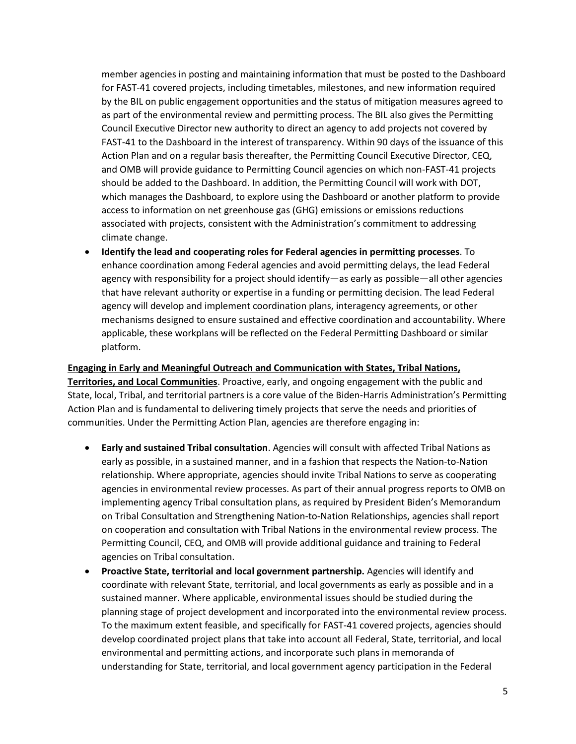member agencies in posting and maintaining information that must be posted to the Dashboard for FAST-41 covered projects, including timetables, milestones, and new information required by the BIL on public engagement opportunities and the status of mitigation measures agreed to as part of the environmental review and permitting process. The BIL also gives the Permitting Council Executive Director new authority to direct an agency to add projects not covered by FAST-41 to the Dashboard in the interest of transparency. Within 90 days of the issuance of this Action Plan and on a regular basis thereafter, the Permitting Council Executive Director, CEQ, and OMB will provide guidance to Permitting Council agencies on which non-FAST-41 projects should be added to the Dashboard. In addition, the Permitting Council will work with DOT, which manages the Dashboard, to explore using the Dashboard or another platform to provide access to information on net greenhouse gas (GHG) emissions or emissions reductions associated with projects, consistent with the Administration's commitment to addressing climate change.

- **Identify the lead and cooperating roles for Federal agencies in permitting processes**. To enhance coordination among Federal agencies and avoid permitting delays, the lead Federal agency with responsibility for a project should identify—as early as possible—all other agencies that have relevant authority or expertise in a funding or permitting decision. The lead Federal agency will develop and implement coordination plans, interagency agreements, or other mechanisms designed to ensure sustained and effective coordination and accountability. Where applicable, these workplans will be reflected on the Federal Permitting Dashboard or similar platform.

**Engaging in Early and Meaningful Outreach and Communication with States, Tribal Nations, Territories, and Local Communities**. Proactive, early, and ongoing engagement with the public and State, local, Tribal, and territorial partners is a core value of the Biden-Harris Administration's Permitting Action Plan and is fundamental to delivering timely projects that serve the needs and priorities of communities. Under the Permitting Action Plan, agencies are therefore engaging in:

- **Early and sustained Tribal consultation**. Agencies will consult with affected Tribal Nations as early as possible, in a sustained manner, and in a fashion that respects the Nation-to-Nation relationship. Where appropriate, agencies should invite Tribal Nations to serve as cooperating agencies in environmental review processes. As part of their annual progress reports to OMB on implementing agency Tribal consultation plans, as required by President Biden's Memorandum on Tribal Consultation and Strengthening Nation-to-Nation Relationships, agencies shall report on cooperation and consultation with Tribal Nations in the environmental review process. The Permitting Council, CEQ, and OMB will provide additional guidance and training to Federal agencies on Tribal consultation.
- **Proactive State, territorial and local government partnership.** Agencies will identify and coordinate with relevant State, territorial, and local governments as early as possible and in a sustained manner. Where applicable, environmental issues should be studied during the planning stage of project development and incorporated into the environmental review process. To the maximum extent feasible, and specifically for FAST-41 covered projects, agencies should develop coordinated project plans that take into account all Federal, State, territorial, and local environmental and permitting actions, and incorporate such plans in memoranda of understanding for State, territorial, and local government agency participation in the Federal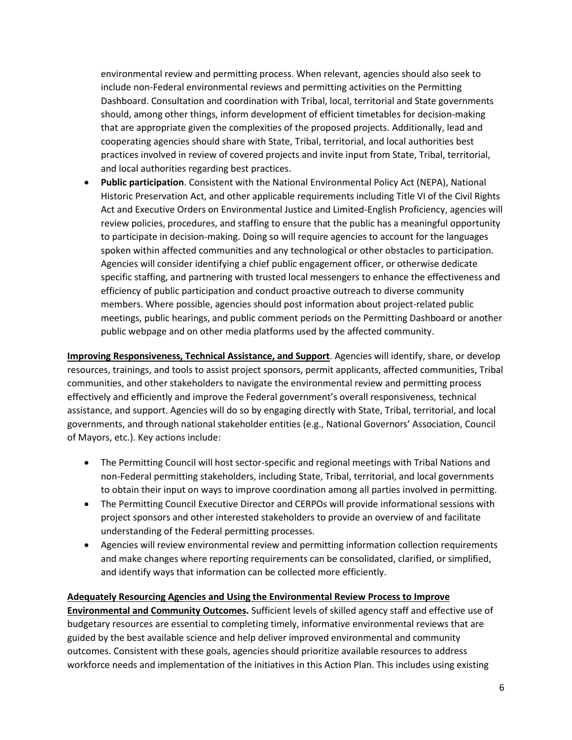environmental review and permitting process. When relevant, agencies should also seek to include non-Federal environmental reviews and permitting activities on the Permitting Dashboard. Consultation and coordination with Tribal, local, territorial and State governments should, among other things, inform development of efficient timetables for decision-making that are appropriate given the complexities of the proposed projects. Additionally, lead and cooperating agencies should share with State, Tribal, territorial, and local authorities best practices involved in review of covered projects and invite input from State, Tribal, territorial, and local authorities regarding best practices.

- **Public participation**. Consistent with the National Environmental Policy Act (NEPA), National Historic Preservation Act, and other applicable requirements including Title VI of the Civil Rights Act and Executive Orders on Environmental Justice and Limited-English Proficiency, agencies will review policies, procedures, and staffing to ensure that the public has a meaningful opportunity to participate in decision-making. Doing so will require agencies to account for the languages spoken within affected communities and any technological or other obstacles to participation. Agencies will consider identifying a chief public engagement officer, or otherwise dedicate specific staffing, and partnering with trusted local messengers to enhance the effectiveness and efficiency of public participation and conduct proactive outreach to diverse community members. Where possible, agencies should post information about project-related public meetings, public hearings, and public comment periods on the Permitting Dashboard or another public webpage and on other media platforms used by the affected community.

**Improving Responsiveness, Technical Assistance, and Support**. Agencies will identify, share, or develop resources, trainings, and tools to assist project sponsors, permit applicants, affected communities, Tribal communities, and other stakeholders to navigate the environmental review and permitting process effectively and efficiently and improve the Federal government's overall responsiveness, technical assistance, and support. Agencies will do so by engaging directly with State, Tribal, territorial, and local governments, and through national stakeholder entities (e.g., National Governors' Association, Council of Mayors, etc.). Key actions include:

- The Permitting Council will host sector-specific and regional meetings with Tribal Nations and non-Federal permitting stakeholders, including State, Tribal, territorial, and local governments to obtain their input on ways to improve coordination among all parties involved in permitting.
- The Permitting Council Executive Director and CERPOs will provide informational sessions with project sponsors and other interested stakeholders to provide an overview of and facilitate understanding of the Federal permitting processes.
- Agencies will review environmental review and permitting information collection requirements and make changes where reporting requirements can be consolidated, clarified, or simplified, and identify ways that information can be collected more efficiently.

**Adequately Resourcing Agencies and Using the Environmental Review Process to Improve Environmental and Community Outcomes.** Sufficient levels of skilled agency staff and effective use of budgetary resources are essential to completing timely, informative environmental reviews that are guided by the best available science and help deliver improved environmental and community outcomes. Consistent with these goals, agencies should prioritize available resources to address workforce needs and implementation of the initiatives in this Action Plan. This includes using existing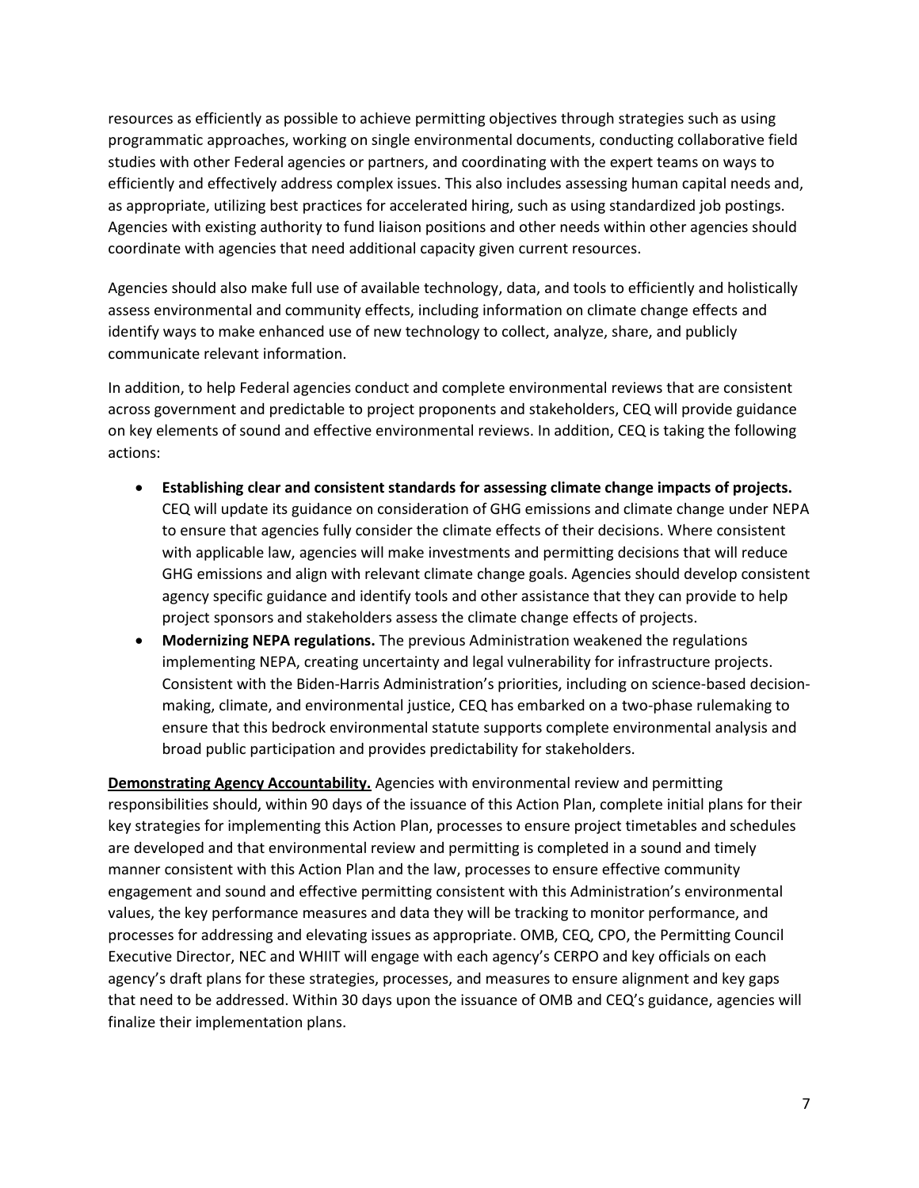resources as efficiently as possible to achieve permitting objectives through strategies such as using programmatic approaches, working on single environmental documents, conducting collaborative field studies with other Federal agencies or partners, and coordinating with the expert teams on ways to efficiently and effectively address complex issues. This also includes assessing human capital needs and, as appropriate, utilizing best practices for accelerated hiring, such as using standardized job postings. Agencies with existing authority to fund liaison positions and other needs within other agencies should coordinate with agencies that need additional capacity given current resources.

Agencies should also make full use of available technology, data, and tools to efficiently and holistically assess environmental and community effects, including information on climate change effects and identify ways to make enhanced use of new technology to collect, analyze, share, and publicly communicate relevant information.

In addition, to help Federal agencies conduct and complete environmental reviews that are consistent across government and predictable to project proponents and stakeholders, CEQ will provide guidance on key elements of sound and effective environmental reviews. In addition, CEQ is taking the following actions:

- **Establishing clear and consistent standards for assessing climate change impacts of projects.** CEQ will update its guidance on consideration of GHG emissions and climate change under NEPA to ensure that agencies fully consider the climate effects of their decisions. Where consistent with applicable law, agencies will make investments and permitting decisions that will reduce GHG emissions and align with relevant climate change goals. Agencies should develop consistent agency specific guidance and identify tools and other assistance that they can provide to help project sponsors and stakeholders assess the climate change effects of projects.
- **Modernizing NEPA regulations.** The previous Administration weakened the regulations implementing NEPA, creating uncertainty and legal vulnerability for infrastructure projects. Consistent with the Biden-Harris Administration's priorities, including on science-based decision-making, climate, and environmental justice, CEQ has embarked on a two-phase rulemaking to ensure that this bedrock environmental statute supports complete environmental analysis and broad public participation and provides predictability for stakeholders.

**Demonstrating Agency Accountability.** Agencies with environmental review and permitting responsibilities should, within 90 days of the issuance of this Action Plan, complete initial plans for their key strategies for implementing this Action Plan, processes to ensure project timetables and schedules are developed and that environmental review and permitting is completed in a sound and timely manner consistent with this Action Plan and the law, processes to ensure effective community engagement and sound and effective permitting consistent with this Administration's environmental values, the key performance measures and data they will be tracking to monitor performance, and processes for addressing and elevating issues as appropriate. OMB, CEQ, CPO, the Permitting Council Executive Director, NEC and WHIIT will engage with each agency's CERPO and key officials on each agency's draft plans for these strategies, processes, and measures to ensure alignment and key gaps that need to be addressed. Within 30 days upon the issuance of OMB and CEQ's guidance, agencies will finalize their implementation plans.